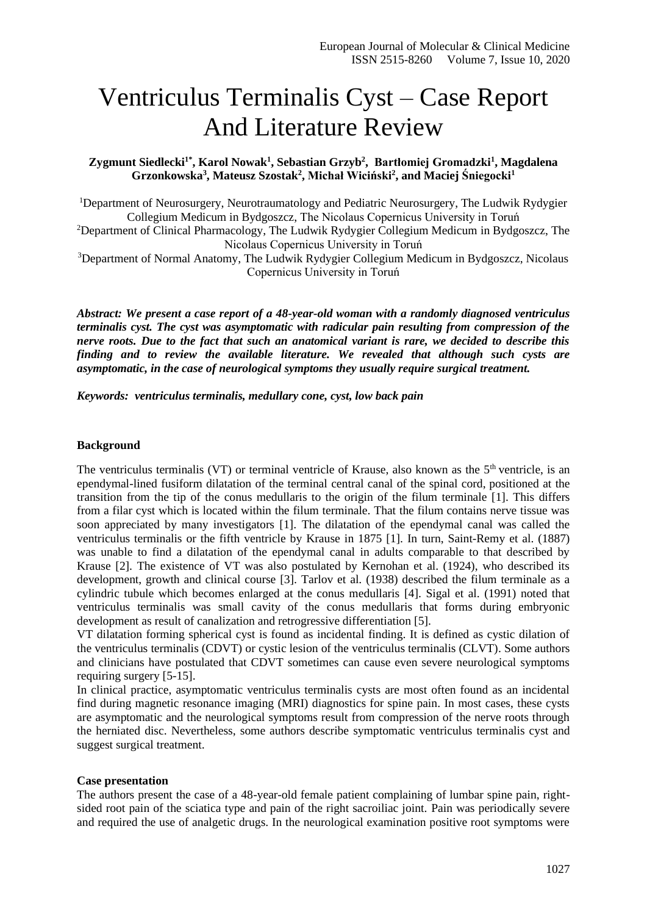# Ventriculus Terminalis Cyst – Case Report And Literature Review

**Zygmunt Siedlecki[1*], Karol Nowak[1], Sebastian Grzyb[2], Bartłomiej Gromadzki[1], Magdalena Grzonkowska[3], Mateusz Szostak[2], Michał Wiciński[2], and Maciej Śniegocki[1]**

[1]Department of Neurosurgery, Neurotraumatology and Pediatric Neurosurgery, The Ludwik Rydygier Collegium Medicum in Bydgoszcz, The Nicolaus Copernicus University in Toruń

[2]Department of Clinical Pharmacology, The Ludwik Rydygier Collegium Medicum in Bydgoszcz, The Nicolaus Copernicus University in Toruń

[3]Department of Normal Anatomy, The Ludwik Rydygier Collegium Medicum in Bydgoszcz, Nicolaus Copernicus University in Toruń

***Abstract: We present a case report of a 48-year-old woman with a randomly diagnosed ventriculus terminalis cyst. The cyst was asymptomatic with radicular pain resulting from compression of the nerve roots. Due to the fact that such an anatomical variant is rare, we decided to describe this finding and to review the available literature. We revealed that although such cysts are asymptomatic, in the case of neurological symptoms they usually require surgical treatment.***

***Keywords: ventriculus terminalis, medullary cone, cyst, low back pain***

## Background

The ventriculus terminalis (VT) or terminal ventricle of Krause, also known as the 5th ventricle, is an ependymal-lined fusiform dilatation of the terminal central canal of the spinal cord, positioned at the transition from the tip of the conus medullaris to the origin of the filum terminale [1]. This differs from a filar cyst which is located within the filum terminale. That the filum contains nerve tissue was soon appreciated by many investigators [1]. The dilatation of the ependymal canal was called the ventriculus terminalis or the fifth ventricle by Krause in 1875 [1]. In turn, Saint-Remy et al. (1887) was unable to find a dilatation of the ependymal canal in adults comparable to that described by Krause [2]. The existence of VT was also postulated by Kernohan et al. (1924), who described its development, growth and clinical course [3]. Tarlov et al. (1938) described the filum terminale as a cylindric tubule which becomes enlarged at the conus medullaris [4]. Sigal et al. (1991) noted that ventriculus terminalis was small cavity of the conus medullaris that forms during embryonic development as result of canalization and retrogressive differentiation [5].

VT dilatation forming spherical cyst is found as incidental finding. It is defined as cystic dilation of the ventriculus terminalis (CDVT) or cystic lesion of the ventriculus terminalis (CLVT). Some authors and clinicians have postulated that CDVT sometimes can cause even severe neurological symptoms requiring surgery [5-15].

In clinical practice, asymptomatic ventriculus terminalis cysts are most often found as an incidental find during magnetic resonance imaging (MRI) diagnostics for spine pain. In most cases, these cysts are asymptomatic and the neurological symptoms result from compression of the nerve roots through the herniated disc. Nevertheless, some authors describe symptomatic ventriculus terminalis cyst and suggest surgical treatment.

## Case presentation

The authors present the case of a 48-year-old female patient complaining of lumbar spine pain, right-sided root pain of the sciatica type and pain of the right sacroiliac joint. Pain was periodically severe and required the use of analgetic drugs. In the neurological examination positive root symptoms were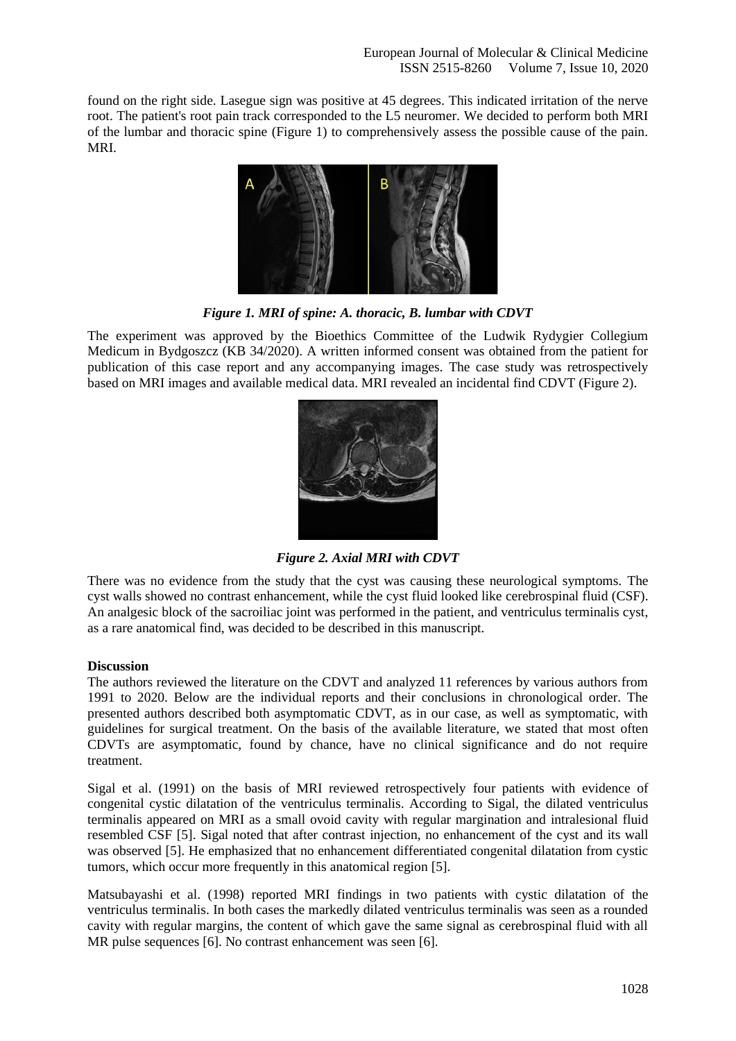found on the right side. Lasegue sign was positive at 45 degrees. This indicated irritation of the nerve root. The patient's root pain track corresponded to the L5 neuromer. We decided to perform both MRI of the lumbar and thoracic spine (Figure 1) to comprehensively assess the possible cause of the pain. MRI.

***Figure 1. MRI of spine: A. thoracic, B. lumbar with CDVT***

The experiment was approved by the Bioethics Committee of the Ludwik Rydygier Collegium Medicum in Bydgoszcz (KB 34/2020). A written informed consent was obtained from the patient for publication of this case report and any accompanying images. The case study was retrospectively based on MRI images and available medical data. MRI revealed an incidental find CDVT (Figure 2).

***Figure 2. Axial MRI with CDVT***

There was no evidence from the study that the cyst was causing these neurological symptoms. The cyst walls showed no contrast enhancement, while the cyst fluid looked like cerebrospinal fluid (CSF). An analgesic block of the sacroiliac joint was performed in the patient, and ventriculus terminalis cyst, as a rare anatomical find, was decided to be described in this manuscript.

**Discussion**

The authors reviewed the literature on the CDVT and analyzed 11 references by various authors from 1991 to 2020. Below are the individual reports and their conclusions in chronological order. The presented authors described both asymptomatic CDVT, as in our case, as well as symptomatic, with guidelines for surgical treatment. On the basis of the available literature, we stated that most often CDVTs are asymptomatic, found by chance, have no clinical significance and do not require treatment.

Sigal et al. (1991) on the basis of MRI reviewed retrospectively four patients with evidence of congenital cystic dilatation of the ventriculus terminalis. According to Sigal, the dilated ventriculus terminalis appeared on MRI as a small ovoid cavity with regular margination and intralesional fluid resembled CSF [5]. Sigal noted that after contrast injection, no enhancement of the cyst and its wall was observed [5]. He emphasized that no enhancement differentiated congenital dilatation from cystic tumors, which occur more frequently in this anatomical region [5].

Matsubayashi et al. (1998) reported MRI findings in two patients with cystic dilatation of the ventriculus terminalis. In both cases the markedly dilated ventriculus terminalis was seen as a rounded cavity with regular margins, the content of which gave the same signal as cerebrospinal fluid with all MR pulse sequences [6]. No contrast enhancement was seen [6].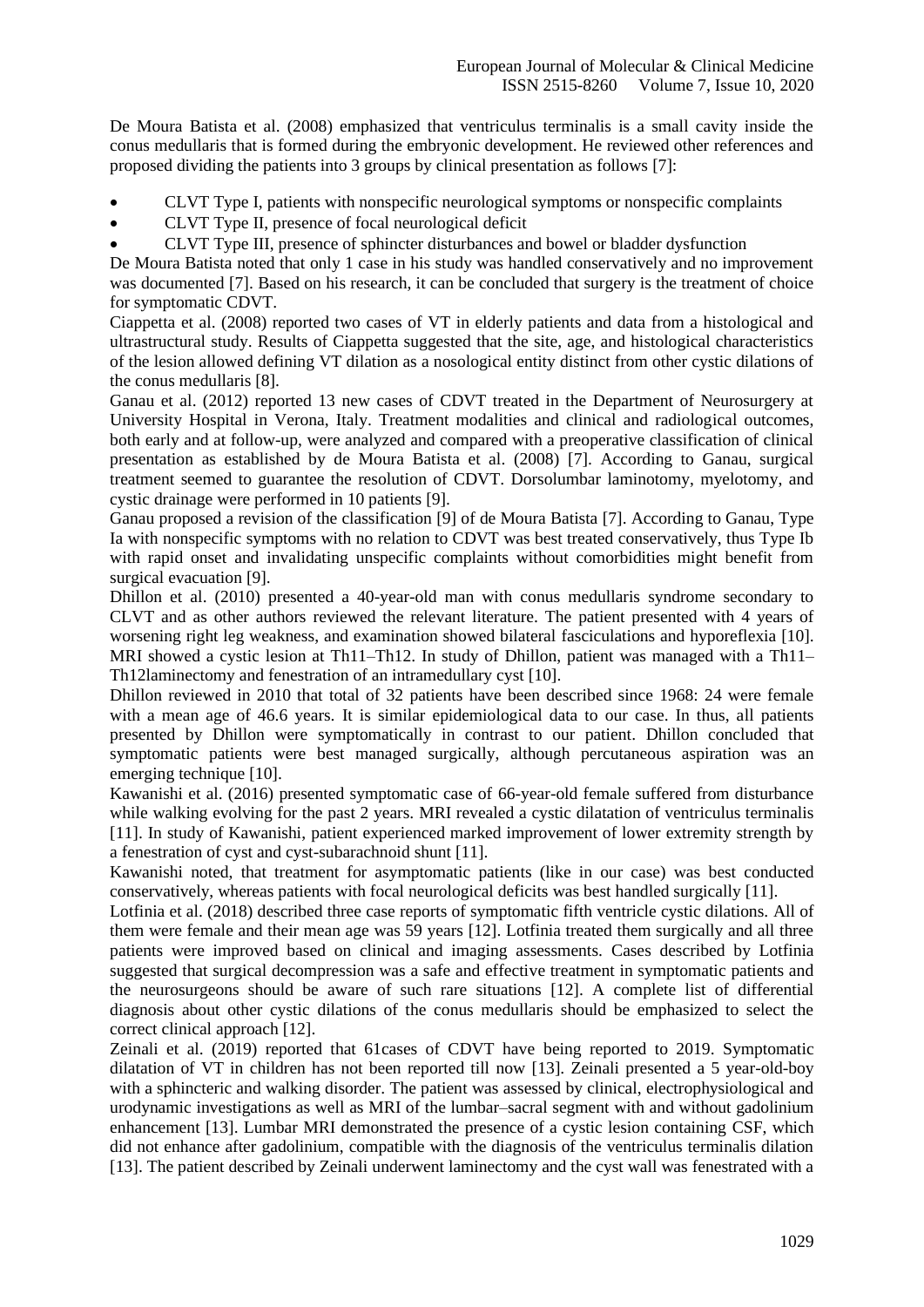De Moura Batista et al. (2008) emphasized that ventriculus terminalis is a small cavity inside the conus medullaris that is formed during the embryonic development. He reviewed other references and proposed dividing the patients into 3 groups by clinical presentation as follows [7]:

- CLVT Type I, patients with nonspecific neurological symptoms or nonspecific complaints
- CLVT Type II, presence of focal neurological deficit
- CLVT Type III, presence of sphincter disturbances and bowel or bladder dysfunction

De Moura Batista noted that only 1 case in his study was handled conservatively and no improvement was documented [7]. Based on his research, it can be concluded that surgery is the treatment of choice for symptomatic CDVT.

Ciappetta et al. (2008) reported two cases of VT in elderly patients and data from a histological and ultrastructural study. Results of Ciappetta suggested that the site, age, and histological characteristics of the lesion allowed defining VT dilation as a nosological entity distinct from other cystic dilations of the conus medullaris [8].

Ganau et al. (2012) reported 13 new cases of CDVT treated in the Department of Neurosurgery at University Hospital in Verona, Italy. Treatment modalities and clinical and radiological outcomes, both early and at follow-up, were analyzed and compared with a preoperative classification of clinical presentation as established by de Moura Batista et al. (2008) [7]. According to Ganau, surgical treatment seemed to guarantee the resolution of CDVT. Dorsolumbar laminotomy, myelotomy, and cystic drainage were performed in 10 patients [9].

Ganau proposed a revision of the classification [9] of de Moura Batista [7]. According to Ganau, Type Ia with nonspecific symptoms with no relation to CDVT was best treated conservatively, thus Type Ib with rapid onset and invalidating unspecific complaints without comorbidities might benefit from surgical evacuation [9].

Dhillon et al. (2010) presented a 40-year-old man with conus medullaris syndrome secondary to CLVT and as other authors reviewed the relevant literature. The patient presented with 4 years of worsening right leg weakness, and examination showed bilateral fasciculations and hyporeflexia [10]. MRI showed a cystic lesion at Th11–Th12. In study of Dhillon, patient was managed with a Th11–Th12laminectomy and fenestration of an intramedullary cyst [10].

Dhillon reviewed in 2010 that total of 32 patients have been described since 1968: 24 were female with a mean age of 46.6 years. It is similar epidemiological data to our case. In thus, all patients presented by Dhillon were symptomatically in contrast to our patient. Dhillon concluded that symptomatic patients were best managed surgically, although percutaneous aspiration was an emerging technique [10].

Kawanishi et al. (2016) presented symptomatic case of 66-year-old female suffered from disturbance while walking evolving for the past 2 years. MRI revealed a cystic dilatation of ventriculus terminalis [11]. In study of Kawanishi, patient experienced marked improvement of lower extremity strength by a fenestration of cyst and cyst-subarachnoid shunt [11].

Kawanishi noted, that treatment for asymptomatic patients (like in our case) was best conducted conservatively, whereas patients with focal neurological deficits was best handled surgically [11].

Lotfinia et al. (2018) described three case reports of symptomatic fifth ventricle cystic dilations. All of them were female and their mean age was 59 years [12]. Lotfinia treated them surgically and all three patients were improved based on clinical and imaging assessments. Cases described by Lotfinia suggested that surgical decompression was a safe and effective treatment in symptomatic patients and the neurosurgeons should be aware of such rare situations [12]. A complete list of differential diagnosis about other cystic dilations of the conus medullaris should be emphasized to select the correct clinical approach [12].

Zeinali et al. (2019) reported that 61cases of CDVT have being reported to 2019. Symptomatic dilatation of VT in children has not been reported till now [13]. Zeinali presented a 5 year-old-boy with a sphincteric and walking disorder. The patient was assessed by clinical, electrophysiological and urodynamic investigations as well as MRI of the lumbar–sacral segment with and without gadolinium enhancement [13]. Lumbar MRI demonstrated the presence of a cystic lesion containing CSF, which did not enhance after gadolinium, compatible with the diagnosis of the ventriculus terminalis dilation [13]. The patient described by Zeinali underwent laminectomy and the cyst wall was fenestrated with a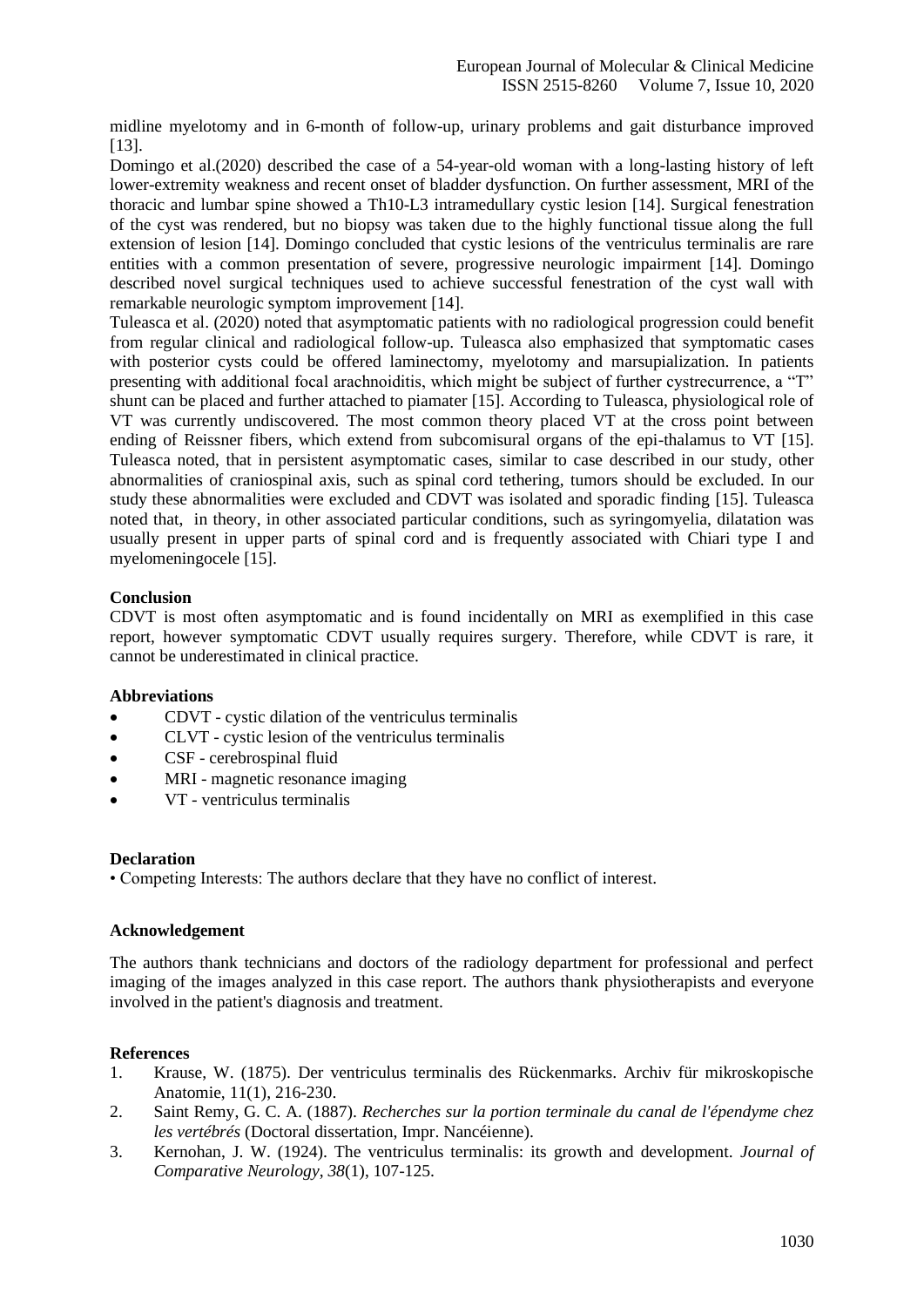midline myelotomy and in 6-month of follow-up, urinary problems and gait disturbance improved [13].

Domingo et al.(2020) described the case of a 54-year-old woman with a long-lasting history of left lower-extremity weakness and recent onset of bladder dysfunction. On further assessment, MRI of the thoracic and lumbar spine showed a Th10-L3 intramedullary cystic lesion [14]. Surgical fenestration of the cyst was rendered, but no biopsy was taken due to the highly functional tissue along the full extension of lesion [14]. Domingo concluded that cystic lesions of the ventriculus terminalis are rare entities with a common presentation of severe, progressive neurologic impairment [14]. Domingo described novel surgical techniques used to achieve successful fenestration of the cyst wall with remarkable neurologic symptom improvement [14].

Tuleasca et al. (2020) noted that asymptomatic patients with no radiological progression could benefit from regular clinical and radiological follow-up. Tuleasca also emphasized that symptomatic cases with posterior cysts could be offered laminectomy, myelotomy and marsupialization. In patients presenting with additional focal arachnoiditis, which might be subject of further cystrecurrence, a "T" shunt can be placed and further attached to piamater [15]. According to Tuleasca, physiological role of VT was currently undiscovered. The most common theory placed VT at the cross point between ending of Reissner fibers, which extend from subcomisural organs of the epi-thalamus to VT [15]. Tuleasca noted, that in persistent asymptomatic cases, similar to case described in our study, other abnormalities of craniospinal axis, such as spinal cord tethering, tumors should be excluded. In our study these abnormalities were excluded and CDVT was isolated and sporadic finding [15]. Tuleasca noted that, in theory, in other associated particular conditions, such as syringomyelia, dilatation was usually present in upper parts of spinal cord and is frequently associated with Chiari type I and myelomeningocele [15].

**Conclusion**

CDVT is most often asymptomatic and is found incidentally on MRI as exemplified in this case report, however symptomatic CDVT usually requires surgery. Therefore, while CDVT is rare, it cannot be underestimated in clinical practice.

**Abbreviations**

- CDVT - cystic dilation of the ventriculus terminalis
- CLVT - cystic lesion of the ventriculus terminalis
- CSF - cerebrospinal fluid
- MRI - magnetic resonance imaging
- VT - ventriculus terminalis

**Declaration**

• Competing Interests: The authors declare that they have no conflict of interest.

**Acknowledgement**

The authors thank technicians and doctors of the radiology department for professional and perfect imaging of the images analyzed in this case report. The authors thank physiotherapists and everyone involved in the patient's diagnosis and treatment.

**References**

1. Krause, W. (1875). Der ventriculus terminalis des Rückenmarks. Archiv für mikroskopische Anatomie, 11(1), 216-230.
2. Saint Remy, G. C. A. (1887). *Recherches sur la portion terminale du canal de l'épendyme chez les vertébrés* (Doctoral dissertation, Impr. Nancéienne).
3. Kernohan, J. W. (1924). The ventriculus terminalis: its growth and development. *Journal of Comparative Neurology*, *38*(1), 107-125.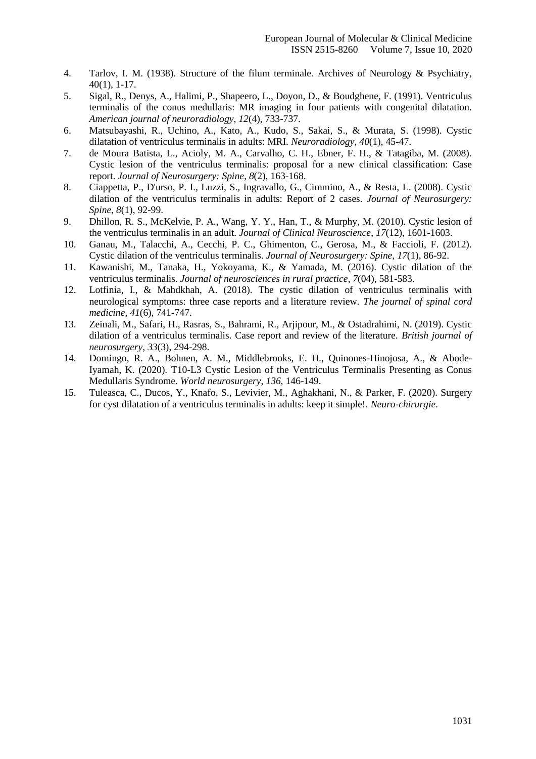4. Tarlov, I. M. (1938). Structure of the filum terminale. Archives of Neurology & Psychiatry, 40(1), 1-17.
5. Sigal, R., Denys, A., Halimi, P., Shapeero, L., Doyon, D., & Boudghene, F. (1991). Ventriculus terminalis of the conus medullaris: MR imaging in four patients with congenital dilatation. *American journal of neuroradiology*, *12*(4), 733-737.
6. Matsubayashi, R., Uchino, A., Kato, A., Kudo, S., Sakai, S., & Murata, S. (1998). Cystic dilatation of ventriculus terminalis in adults: MRI. *Neuroradiology*, *40*(1), 45-47.
7. de Moura Batista, L., Acioly, M. A., Carvalho, C. H., Ebner, F. H., & Tatagiba, M. (2008). Cystic lesion of the ventriculus terminalis: proposal for a new clinical classification: Case report. *Journal of Neurosurgery: Spine*, *8*(2), 163-168.
8. Ciappetta, P., D'urso, P. I., Luzzi, S., Ingravallo, G., Cimmino, A., & Resta, L. (2008). Cystic dilation of the ventriculus terminalis in adults: Report of 2 cases. *Journal of Neurosurgery: Spine*, *8*(1), 92-99.
9. Dhillon, R. S., McKelvie, P. A., Wang, Y. Y., Han, T., & Murphy, M. (2010). Cystic lesion of the ventriculus terminalis in an adult. *Journal of Clinical Neuroscience*, *17*(12), 1601-1603.
10. Ganau, M., Talacchi, A., Cecchi, P. C., Ghimenton, C., Gerosa, M., & Faccioli, F. (2012). Cystic dilation of the ventriculus terminalis. *Journal of Neurosurgery: Spine*, *17*(1), 86-92.
11. Kawanishi, M., Tanaka, H., Yokoyama, K., & Yamada, M. (2016). Cystic dilation of the ventriculus terminalis. *Journal of neurosciences in rural practice*, *7*(04), 581-583.
12. Lotfinia, I., & Mahdkhah, A. (2018). The cystic dilation of ventriculus terminalis with neurological symptoms: three case reports and a literature review. *The journal of spinal cord medicine*, *41*(6), 741-747.
13. Zeinali, M., Safari, H., Rasras, S., Bahrami, R., Arjipour, M., & Ostadrahimi, N. (2019). Cystic dilation of a ventriculus terminalis. Case report and review of the literature. *British journal of neurosurgery*, *33*(3), 294-298.
14. Domingo, R. A., Bohnen, A. M., Middlebrooks, E. H., Quinones-Hinojosa, A., & Abode-Iyamah, K. (2020). T10-L3 Cystic Lesion of the Ventriculus Terminalis Presenting as Conus Medullaris Syndrome. *World neurosurgery*, *136*, 146-149.
15. Tuleasca, C., Ducos, Y., Knafo, S., Levivier, M., Aghakhani, N., & Parker, F. (2020). Surgery for cyst dilatation of a ventriculus terminalis in adults: keep it simple!. *Neuro-chirurgie*.